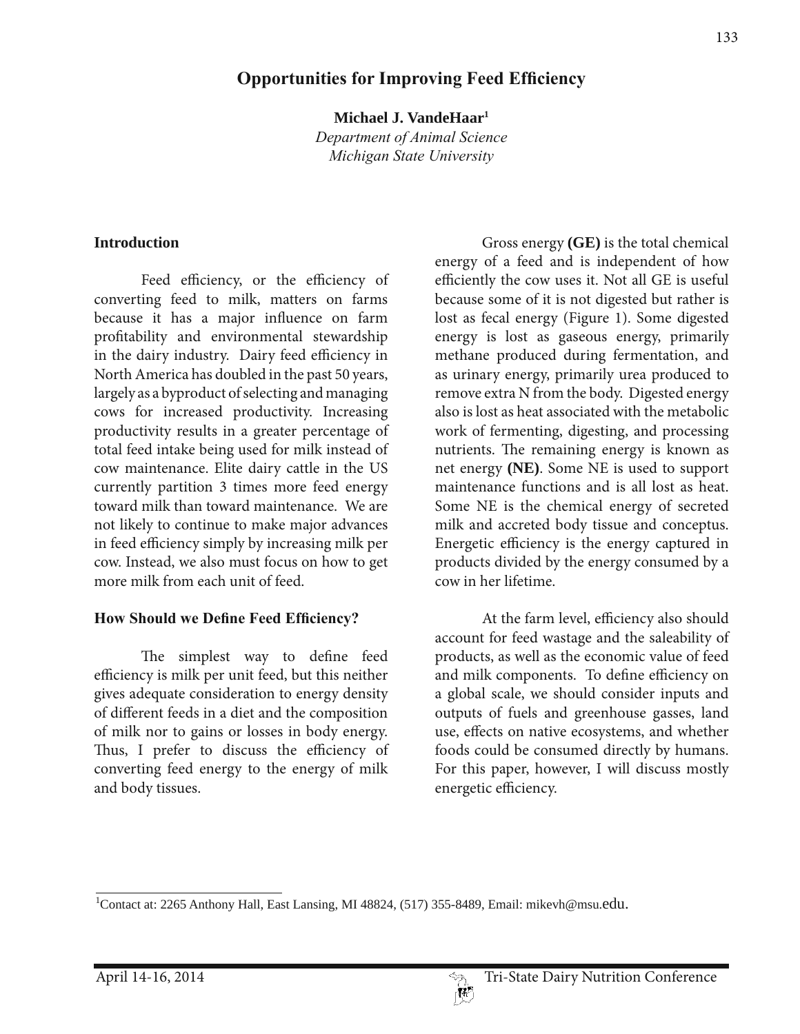# Opportunities for Improving Feed Efficiency

**Michael J. VandeHaar[1]**
*Department of Animal Science*
*Michigan State University*

## Introduction

Feed efficiency, or the efficiency of converting feed to milk, matters on farms because it has a major influence on farm profitability and environmental stewardship in the dairy industry. Dairy feed efficiency in North America has doubled in the past 50 years, largely as a byproduct of selecting and managing cows for increased productivity. Increasing productivity results in a greater percentage of total feed intake being used for milk instead of cow maintenance. Elite dairy cattle in the US currently partition 3 times more feed energy toward milk than toward maintenance. We are not likely to continue to make major advances in feed efficiency simply by increasing milk per cow. Instead, we also must focus on how to get more milk from each unit of feed.

## How Should we Define Feed Efficiency?

The simplest way to define feed efficiency is milk per unit feed, but this neither gives adequate consideration to energy density of different feeds in a diet and the composition of milk nor to gains or losses in body energy. Thus, I prefer to discuss the efficiency of converting feed energy to the energy of milk and body tissues.

Gross energy **(GE)** is the total chemical energy of a feed and is independent of how efficiently the cow uses it. Not all GE is useful because some of it is not digested but rather is lost as fecal energy (Figure 1). Some digested energy is lost as gaseous energy, primarily methane produced during fermentation, and as urinary energy, primarily urea produced to remove extra N from the body. Digested energy also is lost as heat associated with the metabolic work of fermenting, digesting, and processing nutrients. The remaining energy is known as net energy **(NE)**. Some NE is used to support maintenance functions and is all lost as heat. Some NE is the chemical energy of secreted milk and accreted body tissue and conceptus. Energetic efficiency is the energy captured in products divided by the energy consumed by a cow in her lifetime.

At the farm level, efficiency also should account for feed wastage and the saleability of products, as well as the economic value of feed and milk components. To define efficiency on a global scale, we should consider inputs and outputs of fuels and greenhouse gasses, land use, effects on native ecosystems, and whether foods could be consumed directly by humans. For this paper, however, I will discuss mostly energetic efficiency.

[1]Contact at: 2265 Anthony Hall, East Lansing, MI 48824, (517) 355-8489, Email: mikevh@msu.edu.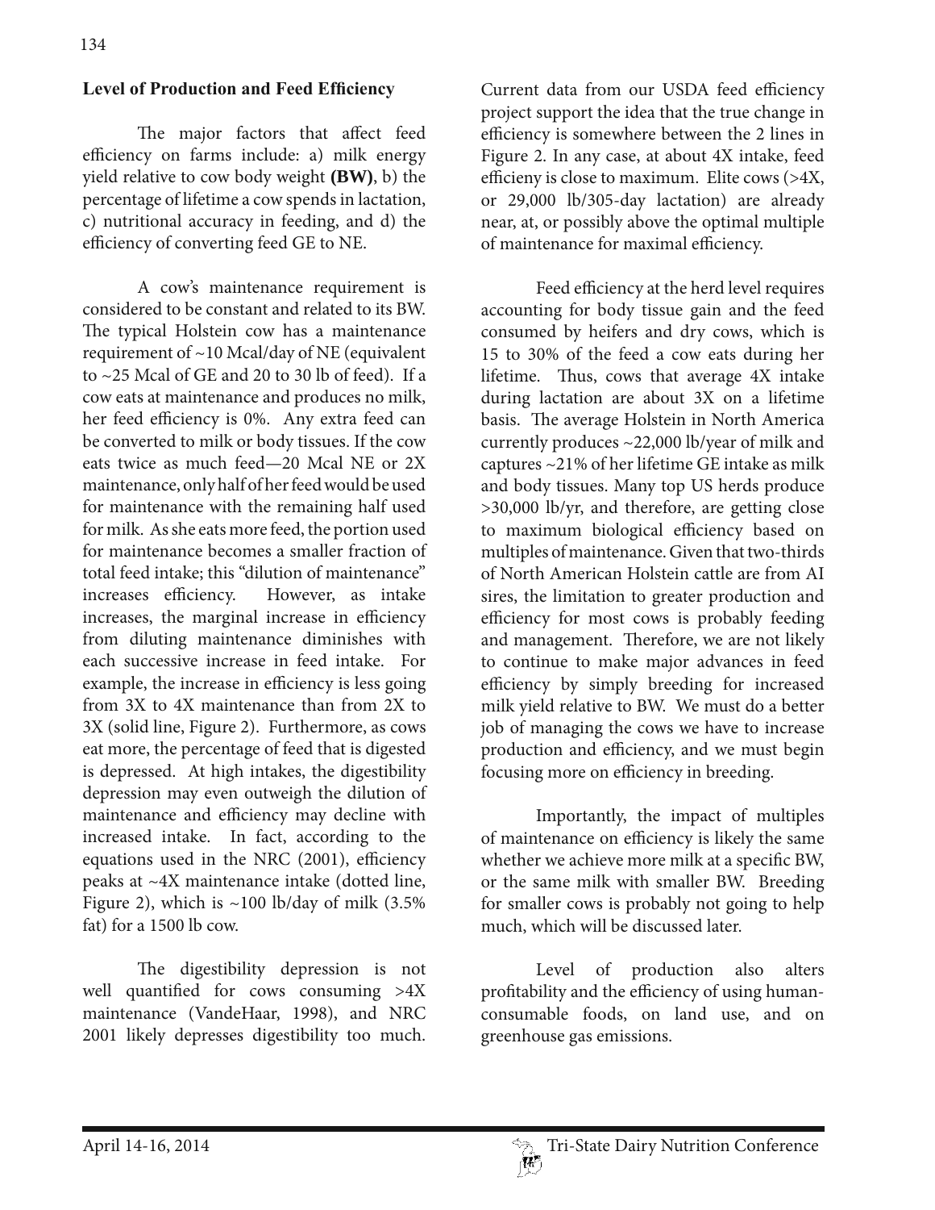## Level of Production and Feed Efficiency

The major factors that affect feed efficiency on farms include: a) milk energy yield relative to cow body weight **(BW)**, b) the percentage of lifetime a cow spends in lactation, c) nutritional accuracy in feeding, and d) the efficiency of converting feed GE to NE.

A cow's maintenance requirement is considered to be constant and related to its BW. The typical Holstein cow has a maintenance requirement of ~10 Mcal/day of NE (equivalent to ~25 Mcal of GE and 20 to 30 lb of feed). If a cow eats at maintenance and produces no milk, her feed efficiency is 0%. Any extra feed can be converted to milk or body tissues. If the cow eats twice as much feed—20 Mcal NE or 2X maintenance, only half of her feed would be used for maintenance with the remaining half used for milk. As she eats more feed, the portion used for maintenance becomes a smaller fraction of total feed intake; this "dilution of maintenance" increases efficiency. However, as intake increases, the marginal increase in efficiency from diluting maintenance diminishes with each successive increase in feed intake. For example, the increase in efficiency is less going from 3X to 4X maintenance than from 2X to 3X (solid line, Figure 2). Furthermore, as cows eat more, the percentage of feed that is digested is depressed. At high intakes, the digestibility depression may even outweigh the dilution of maintenance and efficiency may decline with increased intake. In fact, according to the equations used in the NRC (2001), efficiency peaks at ~4X maintenance intake (dotted line, Figure 2), which is ~100 lb/day of milk (3.5% fat) for a 1500 lb cow.

The digestibility depression is not well quantified for cows consuming >4X maintenance (VandeHaar, 1998), and NRC 2001 likely depresses digestibility too much. Current data from our USDA feed efficiency project support the idea that the true change in efficiency is somewhere between the 2 lines in Figure 2. In any case, at about 4X intake, feed efficieny is close to maximum. Elite cows (>4X, or 29,000 lb/305-day lactation) are already near, at, or possibly above the optimal multiple of maintenance for maximal efficiency.

Feed efficiency at the herd level requires accounting for body tissue gain and the feed consumed by heifers and dry cows, which is 15 to 30% of the feed a cow eats during her lifetime. Thus, cows that average 4X intake during lactation are about 3X on a lifetime basis. The average Holstein in North America currently produces ~22,000 lb/year of milk and captures ~21% of her lifetime GE intake as milk and body tissues. Many top US herds produce >30,000 lb/yr, and therefore, are getting close to maximum biological efficiency based on multiples of maintenance. Given that two-thirds of North American Holstein cattle are from AI sires, the limitation to greater production and efficiency for most cows is probably feeding and management. Therefore, we are not likely to continue to make major advances in feed efficiency by simply breeding for increased milk yield relative to BW. We must do a better job of managing the cows we have to increase production and efficiency, and we must begin focusing more on efficiency in breeding.

Importantly, the impact of multiples of maintenance on efficiency is likely the same whether we achieve more milk at a specific BW, or the same milk with smaller BW. Breeding for smaller cows is probably not going to help much, which will be discussed later.

Level of production also alters profitability and the efficiency of using human-consumable foods, on land use, and on greenhouse gas emissions.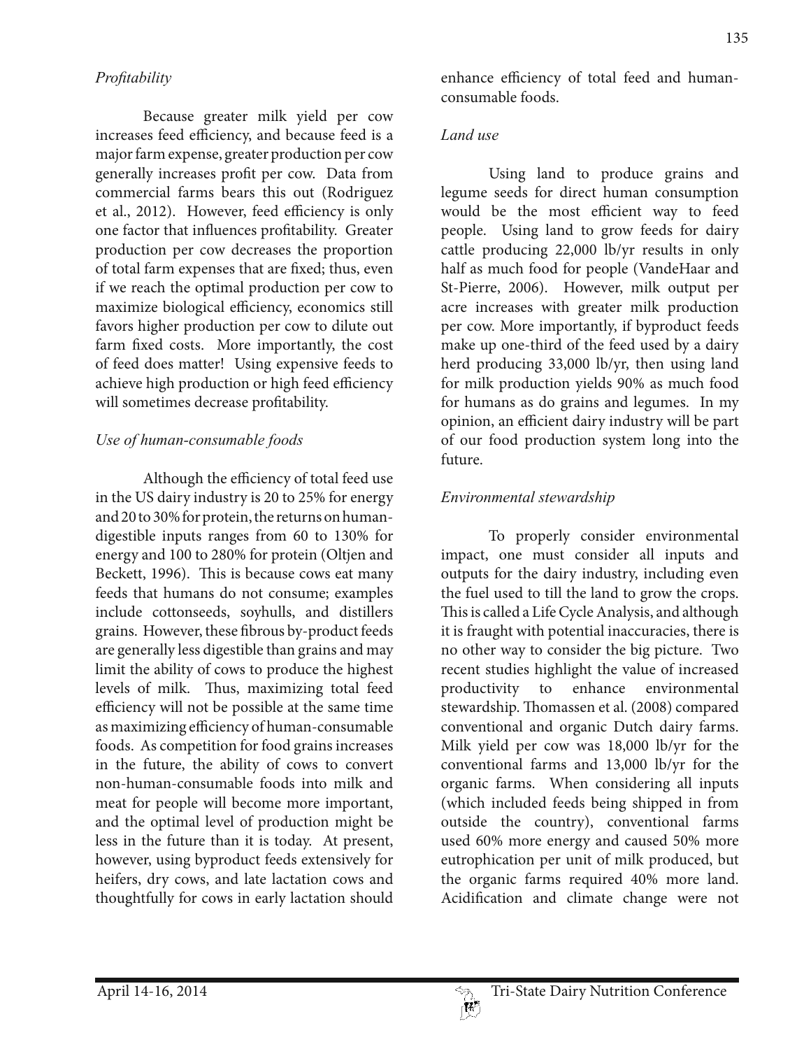### *Profitability*

Because greater milk yield per cow increases feed efficiency, and because feed is a major farm expense, greater production per cow generally increases profit per cow. Data from commercial farms bears this out (Rodriguez et al., 2012). However, feed efficiency is only one factor that influences profitability. Greater production per cow decreases the proportion of total farm expenses that are fixed; thus, even if we reach the optimal production per cow to maximize biological efficiency, economics still favors higher production per cow to dilute out farm fixed costs. More importantly, the cost of feed does matter! Using expensive feeds to achieve high production or high feed efficiency will sometimes decrease profitability.

### *Use of human-consumable foods*

Although the efficiency of total feed use in the US dairy industry is 20 to 25% for energy and 20 to 30% for protein, the returns on human-digestible inputs ranges from 60 to 130% for energy and 100 to 280% for protein (Oltjen and Beckett, 1996). This is because cows eat many feeds that humans do not consume; examples include cottonseeds, soyhulls, and distillers grains. However, these fibrous by-product feeds are generally less digestible than grains and may limit the ability of cows to produce the highest levels of milk. Thus, maximizing total feed efficiency will not be possible at the same time as maximizing efficiency of human-consumable foods. As competition for food grains increases in the future, the ability of cows to convert non-human-consumable foods into milk and meat for people will become more important, and the optimal level of production might be less in the future than it is today. At present, however, using byproduct feeds extensively for heifers, dry cows, and late lactation cows and thoughtfully for cows in early lactation should enhance efficiency of total feed and human-consumable foods.

### *Land use*

Using land to produce grains and legume seeds for direct human consumption would be the most efficient way to feed people. Using land to grow feeds for dairy cattle producing 22,000 lb/yr results in only half as much food for people (VandeHaar and St-Pierre, 2006). However, milk output per acre increases with greater milk production per cow. More importantly, if byproduct feeds make up one-third of the feed used by a dairy herd producing 33,000 lb/yr, then using land for milk production yields 90% as much food for humans as do grains and legumes. In my opinion, an efficient dairy industry will be part of our food production system long into the future.

### *Environmental stewardship*

To properly consider environmental impact, one must consider all inputs and outputs for the dairy industry, including even the fuel used to till the land to grow the crops. This is called a Life Cycle Analysis, and although it is fraught with potential inaccuracies, there is no other way to consider the big picture. Two recent studies highlight the value of increased productivity to enhance environmental stewardship. Thomassen et al. (2008) compared conventional and organic Dutch dairy farms. Milk yield per cow was 18,000 lb/yr for the conventional farms and 13,000 lb/yr for the organic farms. When considering all inputs (which included feeds being shipped in from outside the country), conventional farms used 60% more energy and caused 50% more eutrophication per unit of milk produced, but the organic farms required 40% more land. Acidification and climate change were not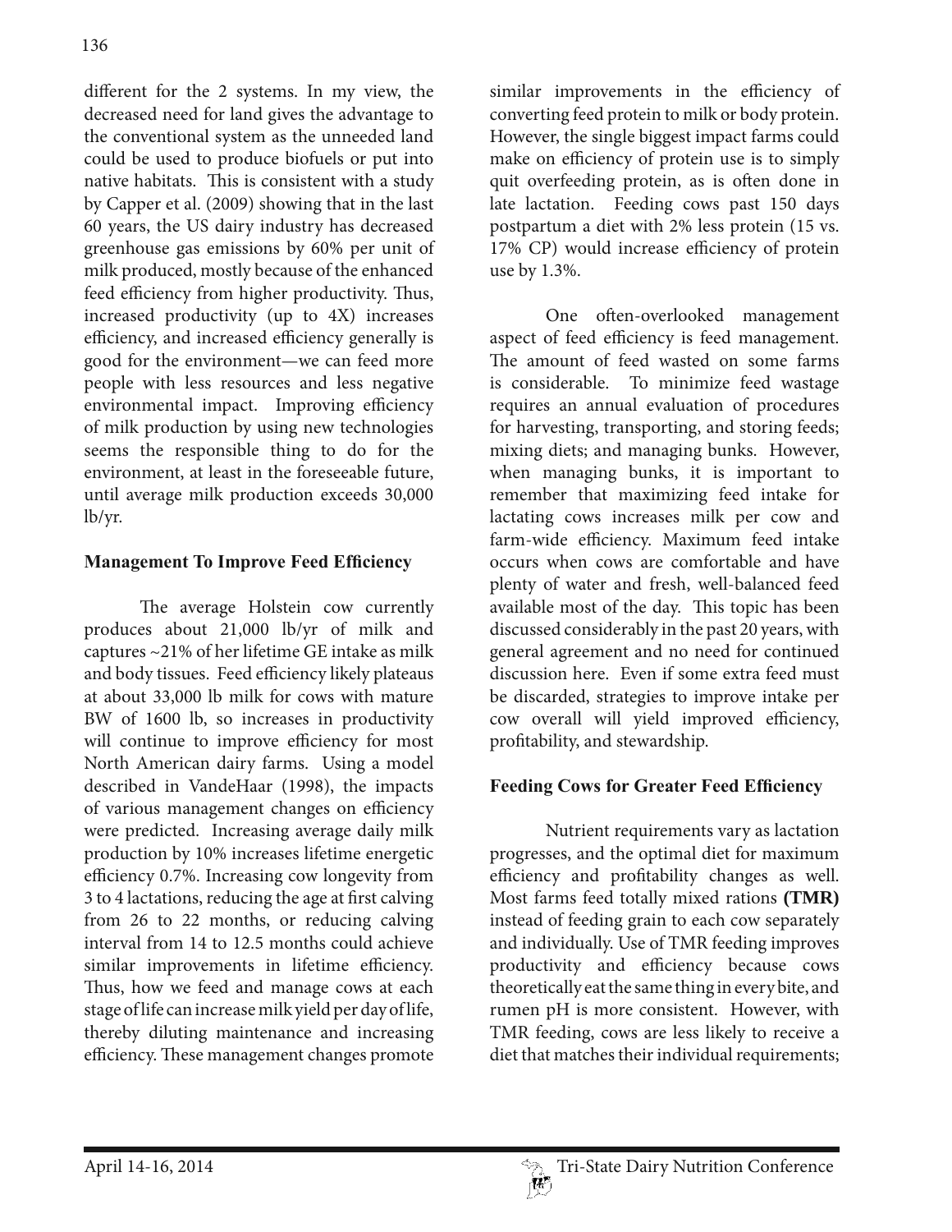different for the 2 systems. In my view, the decreased need for land gives the advantage to the conventional system as the unneeded land could be used to produce biofuels or put into native habitats. This is consistent with a study by Capper et al. (2009) showing that in the last 60 years, the US dairy industry has decreased greenhouse gas emissions by 60% per unit of milk produced, mostly because of the enhanced feed efficiency from higher productivity. Thus, increased productivity (up to 4X) increases efficiency, and increased efficiency generally is good for the environment—we can feed more people with less resources and less negative environmental impact. Improving efficiency of milk production by using new technologies seems the responsible thing to do for the environment, at least in the foreseeable future, until average milk production exceeds 30,000 lb/yr.

## Management To Improve Feed Efficiency

The average Holstein cow currently produces about 21,000 lb/yr of milk and captures ~21% of her lifetime GE intake as milk and body tissues. Feed efficiency likely plateaus at about 33,000 lb milk for cows with mature BW of 1600 lb, so increases in productivity will continue to improve efficiency for most North American dairy farms. Using a model described in VandeHaar (1998), the impacts of various management changes on efficiency were predicted. Increasing average daily milk production by 10% increases lifetime energetic efficiency 0.7%. Increasing cow longevity from 3 to 4 lactations, reducing the age at first calving from 26 to 22 months, or reducing calving interval from 14 to 12.5 months could achieve similar improvements in lifetime efficiency. Thus, how we feed and manage cows at each stage of life can increase milk yield per day of life, thereby diluting maintenance and increasing efficiency. These management changes promote similar improvements in the efficiency of converting feed protein to milk or body protein. However, the single biggest impact farms could make on efficiency of protein use is to simply quit overfeeding protein, as is often done in late lactation. Feeding cows past 150 days postpartum a diet with 2% less protein (15 vs. 17% CP) would increase efficiency of protein use by 1.3%.

One often-overlooked management aspect of feed efficiency is feed management. The amount of feed wasted on some farms is considerable. To minimize feed wastage requires an annual evaluation of procedures for harvesting, transporting, and storing feeds; mixing diets; and managing bunks. However, when managing bunks, it is important to remember that maximizing feed intake for lactating cows increases milk per cow and farm-wide efficiency. Maximum feed intake occurs when cows are comfortable and have plenty of water and fresh, well-balanced feed available most of the day. This topic has been discussed considerably in the past 20 years, with general agreement and no need for continued discussion here. Even if some extra feed must be discarded, strategies to improve intake per cow overall will yield improved efficiency, profitability, and stewardship.

## Feeding Cows for Greater Feed Efficiency

Nutrient requirements vary as lactation progresses, and the optimal diet for maximum efficiency and profitability changes as well. Most farms feed totally mixed rations **(TMR)** instead of feeding grain to each cow separately and individually. Use of TMR feeding improves productivity and efficiency because cows theoretically eat the same thing in every bite, and rumen pH is more consistent. However, with TMR feeding, cows are less likely to receive a diet that matches their individual requirements;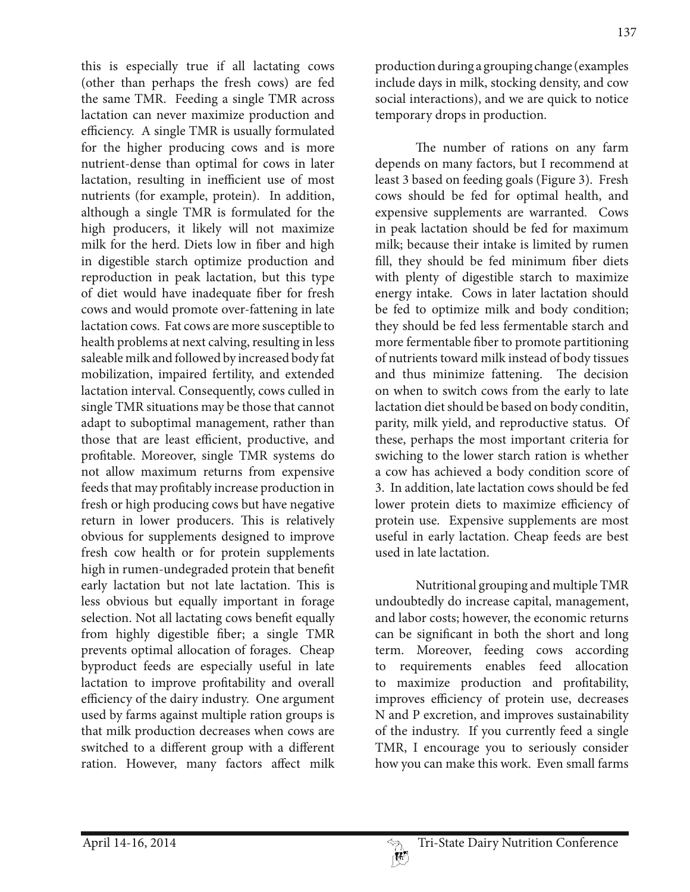this is especially true if all lactating cows (other than perhaps the fresh cows) are fed the same TMR. Feeding a single TMR across lactation can never maximize production and efficiency. A single TMR is usually formulated for the higher producing cows and is more nutrient-dense than optimal for cows in later lactation, resulting in inefficient use of most nutrients (for example, protein). In addition, although a single TMR is formulated for the high producers, it likely will not maximize milk for the herd. Diets low in fiber and high in digestible starch optimize production and reproduction in peak lactation, but this type of diet would have inadequate fiber for fresh cows and would promote over-fattening in late lactation cows. Fat cows are more susceptible to health problems at next calving, resulting in less saleable milk and followed by increased body fat mobilization, impaired fertility, and extended lactation interval. Consequently, cows culled in single TMR situations may be those that cannot adapt to suboptimal management, rather than those that are least efficient, productive, and profitable. Moreover, single TMR systems do not allow maximum returns from expensive feeds that may profitably increase production in fresh or high producing cows but have negative return in lower producers. This is relatively obvious for supplements designed to improve fresh cow health or for protein supplements high in rumen-undegraded protein that benefit early lactation but not late lactation. This is less obvious but equally important in forage selection. Not all lactating cows benefit equally from highly digestible fiber; a single TMR prevents optimal allocation of forages. Cheap byproduct feeds are especially useful in late lactation to improve profitability and overall efficiency of the dairy industry. One argument used by farms against multiple ration groups is that milk production decreases when cows are switched to a different group with a different ration. However, many factors affect milk production during a grouping change (examples include days in milk, stocking density, and cow social interactions), and we are quick to notice temporary drops in production.

The number of rations on any farm depends on many factors, but I recommend at least 3 based on feeding goals (Figure 3). Fresh cows should be fed for optimal health, and expensive supplements are warranted. Cows in peak lactation should be fed for maximum milk; because their intake is limited by rumen fill, they should be fed minimum fiber diets with plenty of digestible starch to maximize energy intake. Cows in later lactation should be fed to optimize milk and body condition; they should be fed less fermentable starch and more fermentable fiber to promote partitioning of nutrients toward milk instead of body tissues and thus minimize fattening. The decision on when to switch cows from the early to late lactation diet should be based on body conditin, parity, milk yield, and reproductive status. Of these, perhaps the most important criteria for swiching to the lower starch ration is whether a cow has achieved a body condition score of 3. In addition, late lactation cows should be fed lower protein diets to maximize efficiency of protein use. Expensive supplements are most useful in early lactation. Cheap feeds are best used in late lactation.

Nutritional grouping and multiple TMR undoubtedly do increase capital, management, and labor costs; however, the economic returns can be significant in both the short and long term. Moreover, feeding cows according to requirements enables feed allocation to maximize production and profitability, improves efficiency of protein use, decreases N and P excretion, and improves sustainability of the industry. If you currently feed a single TMR, I encourage you to seriously consider how you can make this work. Even small farms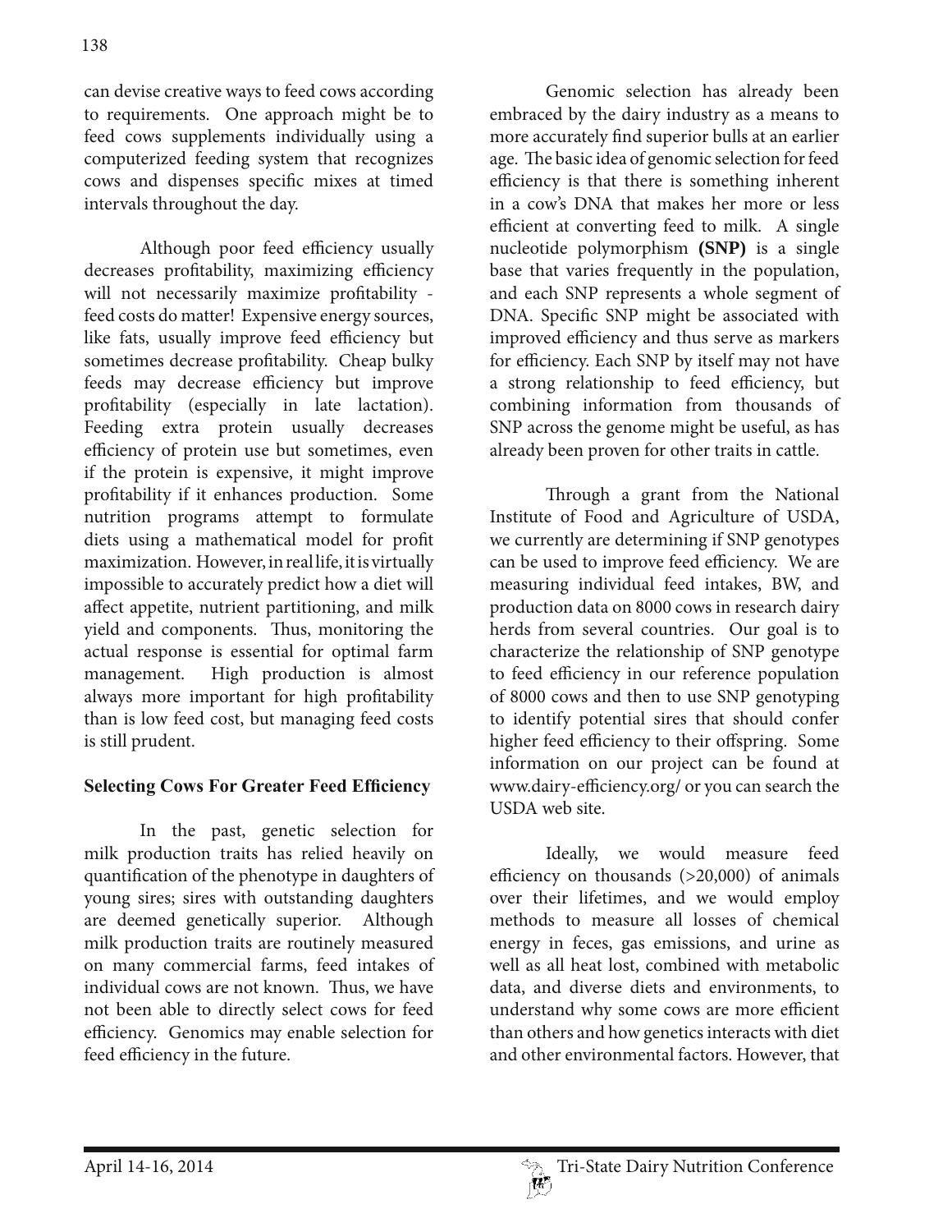can devise creative ways to feed cows according to requirements. One approach might be to feed cows supplements individually using a computerized feeding system that recognizes cows and dispenses specific mixes at timed intervals throughout the day.

Although poor feed efficiency usually decreases profitability, maximizing efficiency will not necessarily maximize profitability - feed costs do matter! Expensive energy sources, like fats, usually improve feed efficiency but sometimes decrease profitability. Cheap bulky feeds may decrease efficiency but improve profitability (especially in late lactation). Feeding extra protein usually decreases efficiency of protein use but sometimes, even if the protein is expensive, it might improve profitability if it enhances production. Some nutrition programs attempt to formulate diets using a mathematical model for profit maximization. However, in real life, it is virtually impossible to accurately predict how a diet will affect appetite, nutrient partitioning, and milk yield and components. Thus, monitoring the actual response is essential for optimal farm management. High production is almost always more important for high profitability than is low feed cost, but managing feed costs is still prudent.

## Selecting Cows For Greater Feed Efficiency

In the past, genetic selection for milk production traits has relied heavily on quantification of the phenotype in daughters of young sires; sires with outstanding daughters are deemed genetically superior. Although milk production traits are routinely measured on many commercial farms, feed intakes of individual cows are not known. Thus, we have not been able to directly select cows for feed efficiency. Genomics may enable selection for feed efficiency in the future.

Genomic selection has already been embraced by the dairy industry as a means to more accurately find superior bulls at an earlier age. The basic idea of genomic selection for feed efficiency is that there is something inherent in a cow's DNA that makes her more or less efficient at converting feed to milk. A single nucleotide polymorphism **(SNP)** is a single base that varies frequently in the population, and each SNP represents a whole segment of DNA. Specific SNP might be associated with improved efficiency and thus serve as markers for efficiency. Each SNP by itself may not have a strong relationship to feed efficiency, but combining information from thousands of SNP across the genome might be useful, as has already been proven for other traits in cattle.

Through a grant from the National Institute of Food and Agriculture of USDA, we currently are determining if SNP genotypes can be used to improve feed efficiency. We are measuring individual feed intakes, BW, and production data on 8000 cows in research dairy herds from several countries. Our goal is to characterize the relationship of SNP genotype to feed efficiency in our reference population of 8000 cows and then to use SNP genotyping to identify potential sires that should confer higher feed efficiency to their offspring. Some information on our project can be found at www.dairy-efficiency.org/ or you can search the USDA web site.

Ideally, we would measure feed efficiency on thousands (>20,000) of animals over their lifetimes, and we would employ methods to measure all losses of chemical energy in feces, gas emissions, and urine as well as all heat lost, combined with metabolic data, and diverse diets and environments, to understand why some cows are more efficient than others and how genetics interacts with diet and other environmental factors. However, that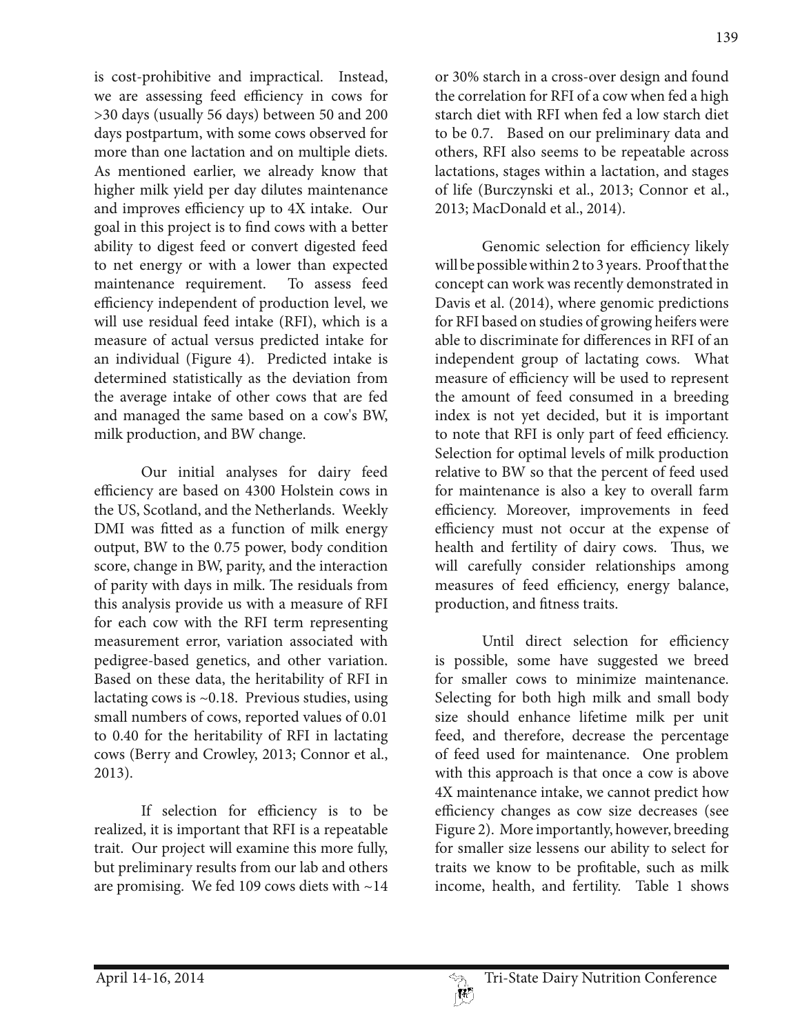is cost-prohibitive and impractical. Instead, we are assessing feed efficiency in cows for >30 days (usually 56 days) between 50 and 200 days postpartum, with some cows observed for more than one lactation and on multiple diets. As mentioned earlier, we already know that higher milk yield per day dilutes maintenance and improves efficiency up to 4X intake. Our goal in this project is to find cows with a better ability to digest feed or convert digested feed to net energy or with a lower than expected maintenance requirement. To assess feed efficiency independent of production level, we will use residual feed intake (RFI), which is a measure of actual versus predicted intake for an individual (Figure 4). Predicted intake is determined statistically as the deviation from the average intake of other cows that are fed and managed the same based on a cow's BW, milk production, and BW change.

Our initial analyses for dairy feed efficiency are based on 4300 Holstein cows in the US, Scotland, and the Netherlands. Weekly DMI was fitted as a function of milk energy output, BW to the 0.75 power, body condition score, change in BW, parity, and the interaction of parity with days in milk. The residuals from this analysis provide us with a measure of RFI for each cow with the RFI term representing measurement error, variation associated with pedigree-based genetics, and other variation. Based on these data, the heritability of RFI in lactating cows is ~0.18. Previous studies, using small numbers of cows, reported values of 0.01 to 0.40 for the heritability of RFI in lactating cows (Berry and Crowley, 2013; Connor et al., 2013).

If selection for efficiency is to be realized, it is important that RFI is a repeatable trait. Our project will examine this more fully, but preliminary results from our lab and others are promising. We fed 109 cows diets with ~14 or 30% starch in a cross-over design and found the correlation for RFI of a cow when fed a high starch diet with RFI when fed a low starch diet to be 0.7. Based on our preliminary data and others, RFI also seems to be repeatable across lactations, stages within a lactation, and stages of life (Burczynski et al., 2013; Connor et al., 2013; MacDonald et al., 2014).

Genomic selection for efficiency likely will be possible within 2 to 3 years. Proof that the concept can work was recently demonstrated in Davis et al. (2014), where genomic predictions for RFI based on studies of growing heifers were able to discriminate for differences in RFI of an independent group of lactating cows. What measure of efficiency will be used to represent the amount of feed consumed in a breeding index is not yet decided, but it is important to note that RFI is only part of feed efficiency. Selection for optimal levels of milk production relative to BW so that the percent of feed used for maintenance is also a key to overall farm efficiency. Moreover, improvements in feed efficiency must not occur at the expense of health and fertility of dairy cows. Thus, we will carefully consider relationships among measures of feed efficiency, energy balance, production, and fitness traits.

Until direct selection for efficiency is possible, some have suggested we breed for smaller cows to minimize maintenance. Selecting for both high milk and small body size should enhance lifetime milk per unit feed, and therefore, decrease the percentage of feed used for maintenance. One problem with this approach is that once a cow is above 4X maintenance intake, we cannot predict how efficiency changes as cow size decreases (see Figure 2). More importantly, however, breeding for smaller size lessens our ability to select for traits we know to be profitable, such as milk income, health, and fertility. Table 1 shows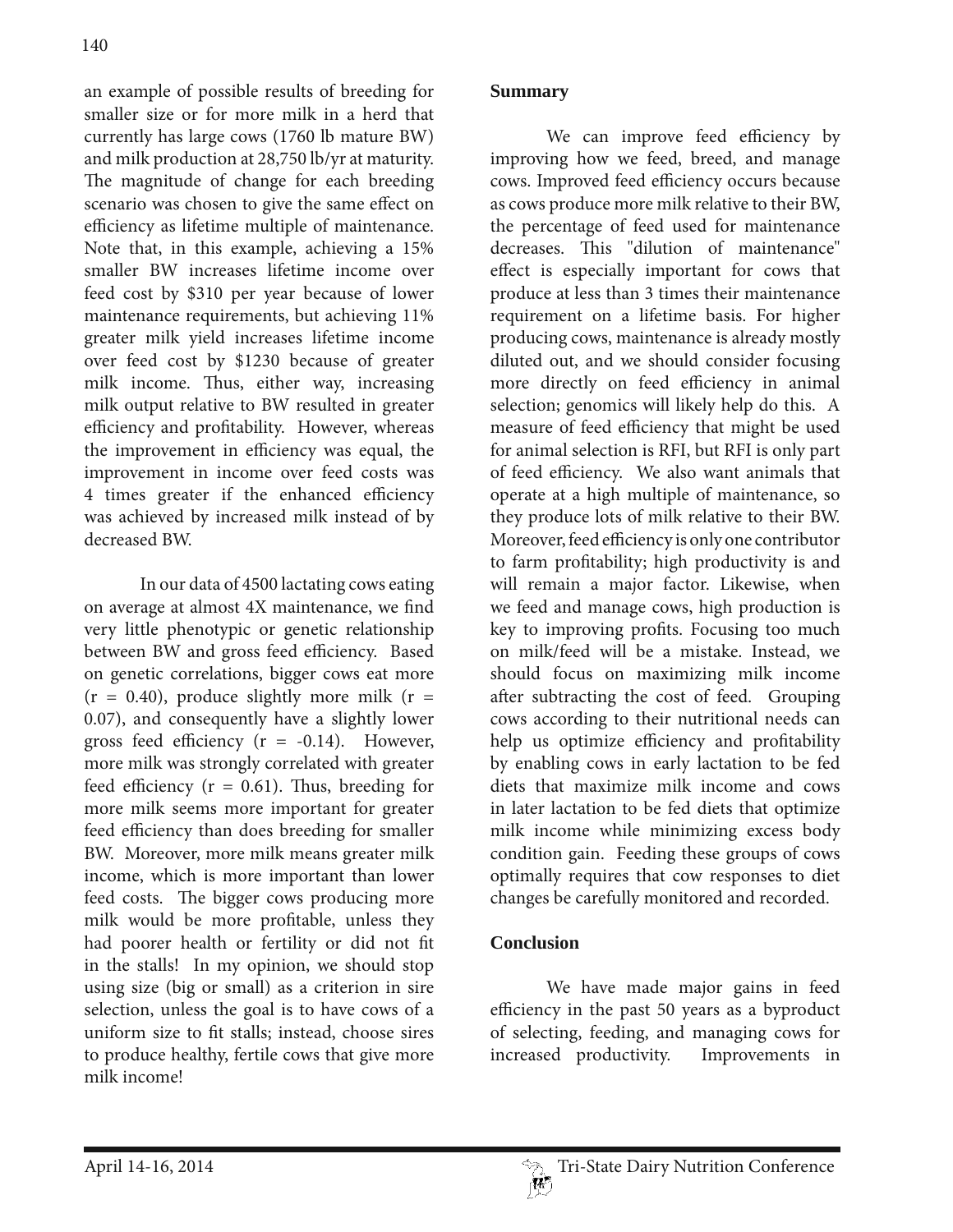an example of possible results of breeding for smaller size or for more milk in a herd that currently has large cows (1760 lb mature BW) and milk production at 28,750 lb/yr at maturity. The magnitude of change for each breeding scenario was chosen to give the same effect on efficiency as lifetime multiple of maintenance. Note that, in this example, achieving a 15% smaller BW increases lifetime income over feed cost by $310 per year because of lower maintenance requirements, but achieving 11% greater milk yield increases lifetime income over feed cost by $1230 because of greater milk income. Thus, either way, increasing milk output relative to BW resulted in greater efficiency and profitability. However, whereas the improvement in efficiency was equal, the improvement in income over feed costs was 4 times greater if the enhanced efficiency was achieved by increased milk instead of by decreased BW.

In our data of 4500 lactating cows eating on average at almost 4X maintenance, we find very little phenotypic or genetic relationship between BW and gross feed efficiency. Based on genetic correlations, bigger cows eat more ($r = 0.40$), produce slightly more milk ($r = 0.07$), and consequently have a slightly lower gross feed efficiency ($r = -0.14$). However, more milk was strongly correlated with greater feed efficiency ($r = 0.61$). Thus, breeding for more milk seems more important for greater feed efficiency than does breeding for smaller BW. Moreover, more milk means greater milk income, which is more important than lower feed costs. The bigger cows producing more milk would be more profitable, unless they had poorer health or fertility or did not fit in the stalls! In my opinion, we should stop using size (big or small) as a criterion in sire selection, unless the goal is to have cows of a uniform size to fit stalls; instead, choose sires to produce healthy, fertile cows that give more milk income!

## Summary

We can improve feed efficiency by improving how we feed, breed, and manage cows. Improved feed efficiency occurs because as cows produce more milk relative to their BW, the percentage of feed used for maintenance decreases. This "dilution of maintenance" effect is especially important for cows that produce at less than 3 times their maintenance requirement on a lifetime basis. For higher producing cows, maintenance is already mostly diluted out, and we should consider focusing more directly on feed efficiency in animal selection; genomics will likely help do this. A measure of feed efficiency that might be used for animal selection is RFI, but RFI is only part of feed efficiency. We also want animals that operate at a high multiple of maintenance, so they produce lots of milk relative to their BW. Moreover, feed efficiency is only one contributor to farm profitability; high productivity is and will remain a major factor. Likewise, when we feed and manage cows, high production is key to improving profits. Focusing too much on milk/feed will be a mistake. Instead, we should focus on maximizing milk income after subtracting the cost of feed. Grouping cows according to their nutritional needs can help us optimize efficiency and profitability by enabling cows in early lactation to be fed diets that maximize milk income and cows in later lactation to be fed diets that optimize milk income while minimizing excess body condition gain. Feeding these groups of cows optimally requires that cow responses to diet changes be carefully monitored and recorded.

## Conclusion

We have made major gains in feed efficiency in the past 50 years as a byproduct of selecting, feeding, and managing cows for increased productivity. Improvements in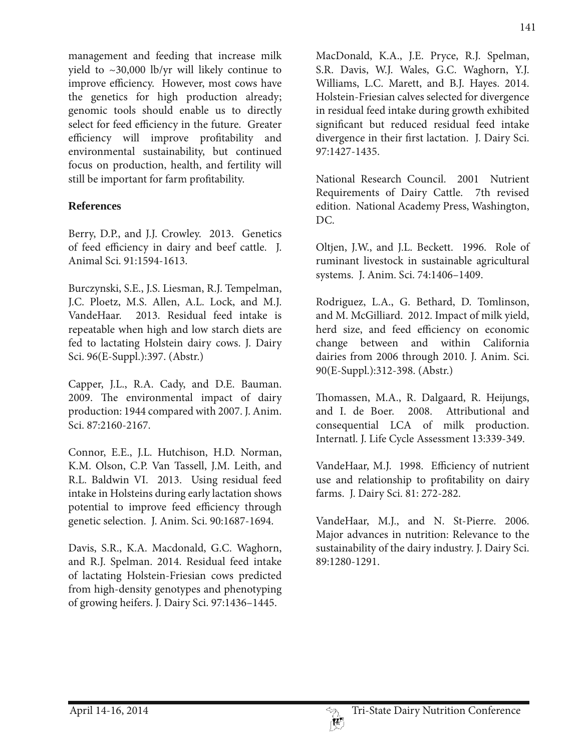management and feeding that increase milk yield to ~30,000 lb/yr will likely continue to improve efficiency. However, most cows have the genetics for high production already; genomic tools should enable us to directly select for feed efficiency in the future. Greater efficiency will improve profitability and environmental sustainability, but continued focus on production, health, and fertility will still be important for farm profitability.

## References

Berry, D.P., and J.J. Crowley. 2013. Genetics of feed efficiency in dairy and beef cattle. J. Animal Sci. 91:1594-1613.

Burczynski, S.E., J.S. Liesman, R.J. Tempelman, J.C. Ploetz, M.S. Allen, A.L. Lock, and M.J. VandeHaar. 2013. Residual feed intake is repeatable when high and low starch diets are fed to lactating Holstein dairy cows. J. Dairy Sci. 96(E-Suppl.):397. (Abstr.)

Capper, J.L., R.A. Cady, and D.E. Bauman. 2009. The environmental impact of dairy production: 1944 compared with 2007. J. Anim. Sci. 87:2160-2167.

Connor, E.E., J.L. Hutchison, H.D. Norman, K.M. Olson, C.P. Van Tassell, J.M. Leith, and R.L. Baldwin VI. 2013. Using residual feed intake in Holsteins during early lactation shows potential to improve feed efficiency through genetic selection. J. Anim. Sci. 90:1687-1694.

Davis, S.R., K.A. Macdonald, G.C. Waghorn, and R.J. Spelman. 2014. Residual feed intake of lactating Holstein-Friesian cows predicted from high-density genotypes and phenotyping of growing heifers. J. Dairy Sci. 97:1436–1445.

MacDonald, K.A., J.E. Pryce, R.J. Spelman, S.R. Davis, W.J. Wales, G.C. Waghorn, Y.J. Williams, L.C. Marett, and B.J. Hayes. 2014. Holstein-Friesian calves selected for divergence in residual feed intake during growth exhibited significant but reduced residual feed intake divergence in their first lactation. J. Dairy Sci. 97:1427-1435.

National Research Council. 2001 Nutrient Requirements of Dairy Cattle. 7th revised edition. National Academy Press, Washington, DC.

Oltjen, J.W., and J.L. Beckett. 1996. Role of ruminant livestock in sustainable agricultural systems. J. Anim. Sci. 74:1406–1409.

Rodriguez, L.A., G. Bethard, D. Tomlinson, and M. McGilliard. 2012. Impact of milk yield, herd size, and feed efficiency on economic change between and within California dairies from 2006 through 2010. J. Anim. Sci. 90(E-Suppl.):312-398. (Abstr.)

Thomassen, M.A., R. Dalgaard, R. Heijungs, and I. de Boer. 2008. Attributional and consequential LCA of milk production. Internatl. J. Life Cycle Assessment 13:339-349.

VandeHaar, M.J. 1998. Efficiency of nutrient use and relationship to profitability on dairy farms. J. Dairy Sci. 81: 272-282.

VandeHaar, M.J., and N. St-Pierre. 2006. Major advances in nutrition: Relevance to the sustainability of the dairy industry. J. Dairy Sci. 89:1280-1291.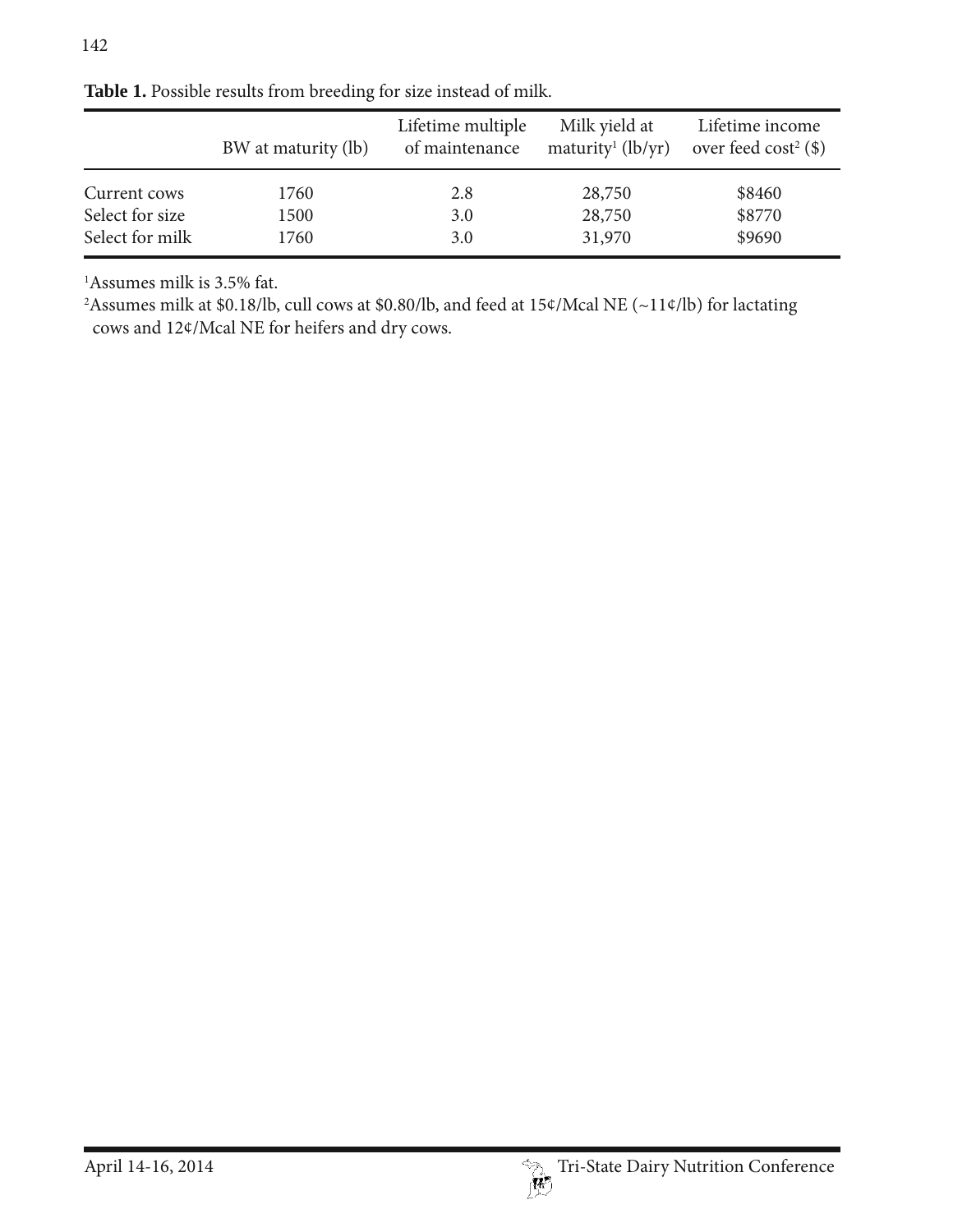**Table 1.** Possible results from breeding for size instead of milk.

| | BW at maturity (lb) | Lifetime multiple of maintenance | Milk yield at maturity[1] (lb/yr) | Lifetime income over feed cost[2] ($) |
|---|---|---|---|---|
| Current cows | 1760 | 2.8 | 28,750 | $8460 |
| Select for size | 1500 | 3.0 | 28,750 | $8770 |
| Select for milk | 1760 | 3.0 | 31,970 | $9690 |

[1]Assumes milk is 3.5% fat.

[2]Assumes milk at $0.18/lb, cull cows at $0.80/lb, and feed at 15¢/Mcal NE (~11¢/lb) for lactating cows and 12¢/Mcal NE for heifers and dry cows.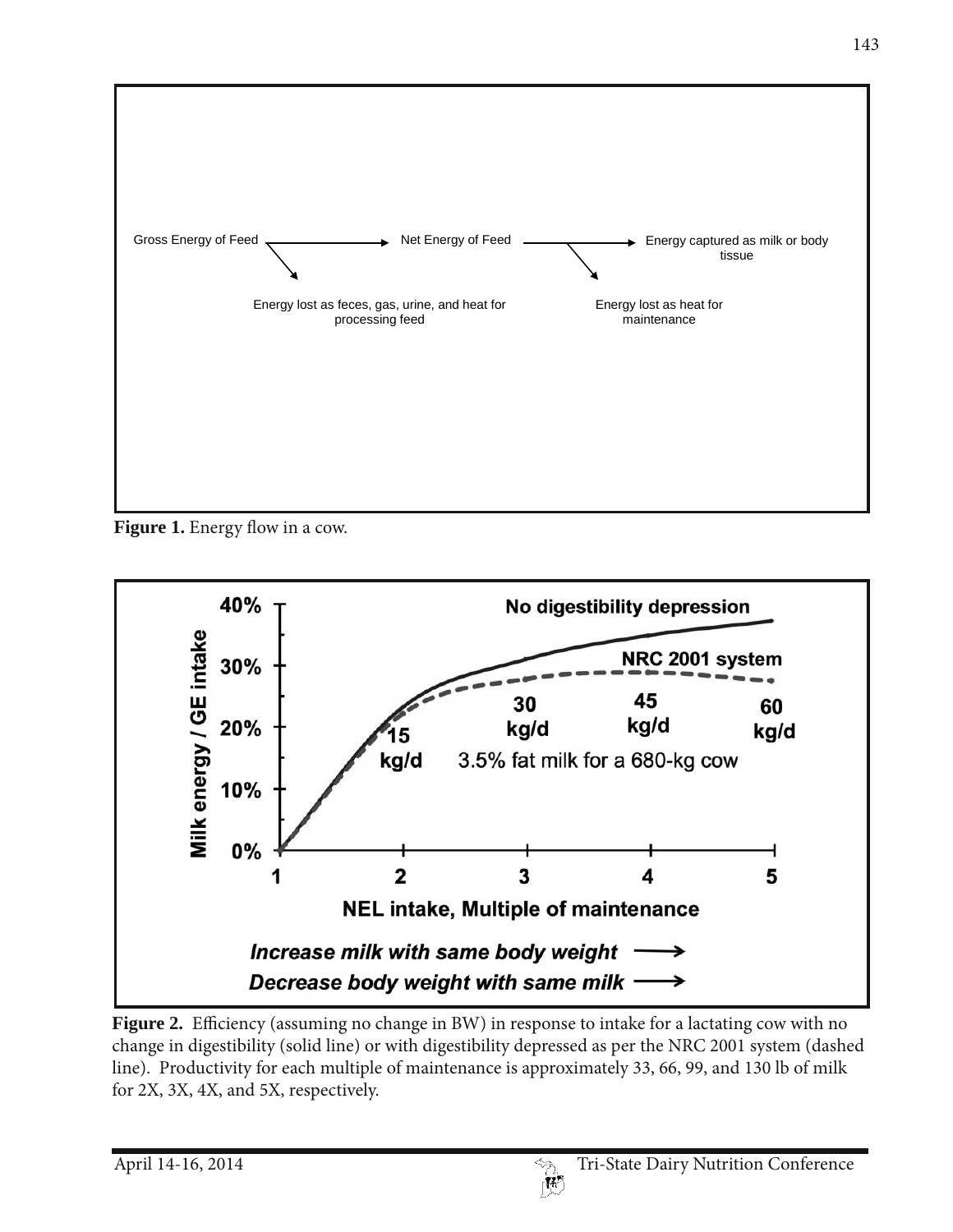Gross Energy of Feed → Net Energy of Feed → Energy captured as milk or body tissue

Energy lost as feces, gas, urine, and heat for processing feed

Energy lost as heat for maintenance

**Figure 1.** Energy flow in a cow.

**Figure 2.** Efficiency (assuming no change in BW) in response to intake for a lactating cow with no change in digestibility (solid line) or with digestibility depressed as per the NRC 2001 system (dashed line). Productivity for each multiple of maintenance is approximately 33, 66, 99, and 130 lb of milk for 2X, 3X, 4X, and 5X, respectively.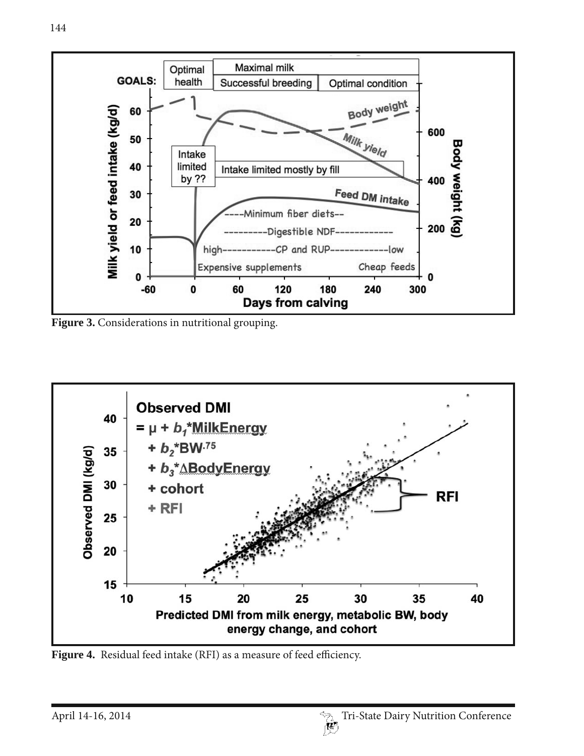GOALS:

Optimal health

Maximal milk

Successful breeding

Optimal condition

Milk yield or feed intake (kg/d)

60

50

40

30

20

10

0

Body weight

Milk yield

Intake limited by ??

Intake limited mostly by fill

Feed DM intake

----Minimum fiber diets--

---------Digestible NDF------------

high-----------CP and RUP------------low

Expensive supplements

Cheap feeds

-60

0

60

120

180

240

300

Days from calving

600

400

200

0

Body weight (kg)

**Figure 3.** Considerations in nutritional grouping.

Observed DMI (kg/d)

40

35

30

25

20

15

**Observed DMI**

**= μ + $b_1$*MilkEnergy**

**+ $b_2$*BW$^{.75}$**

**+ $b_3$*ΔBodyEnergy**

**+ cohort**

**+ RFI**

**RFI**

10

15

20

25

30

35

40

Predicted DMI from milk energy, metabolic BW, body energy change, and cohort

**Figure 4.** Residual feed intake (RFI) as a measure of feed efficiency.